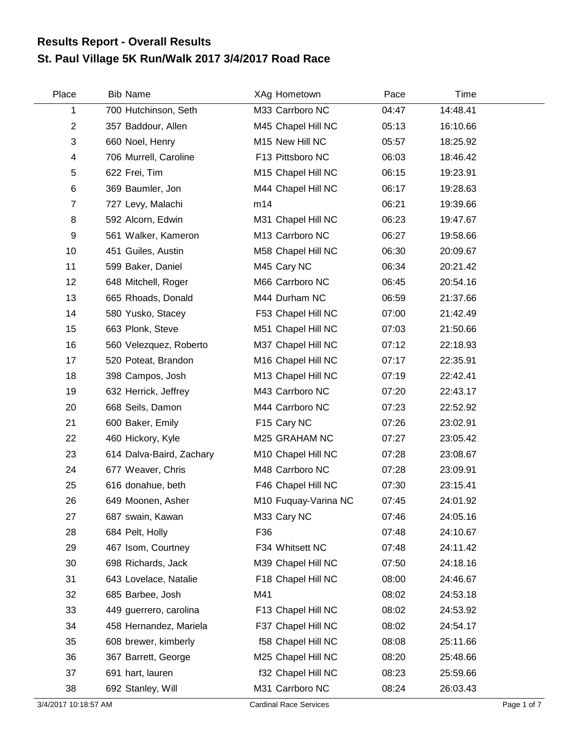# Results Report - Overall Results
## St. Paul Village 5K Run/Walk 2017 3/4/2017 Road Race

| Place | Bib | Name | XAg | Hometown | Pace | Time |
|---|---|---|---|---|---|---|
| 1 | 700 | Hutchinson, Seth | M33 | Carrboro NC | 04:47 | 14:48.41 |
| 2 | 357 | Baddour, Allen | M45 | Chapel Hill NC | 05:13 | 16:10.66 |
| 3 | 660 | Noel, Henry | M15 | New Hill NC | 05:57 | 18:25.92 |
| 4 | 706 | Murrell, Caroline | F13 | Pittsboro NC | 06:03 | 18:46.42 |
| 5 | 622 | Frei, Tim | M15 | Chapel Hill NC | 06:15 | 19:23.91 |
| 6 | 369 | Baumler, Jon | M44 | Chapel Hill NC | 06:17 | 19:28.63 |
| 7 | 727 | Levy, Malachi | m14 | | 06:21 | 19:39.66 |
| 8 | 592 | Alcorn, Edwin | M31 | Chapel Hill NC | 06:23 | 19:47.67 |
| 9 | 561 | Walker, Kameron | M13 | Carrboro NC | 06:27 | 19:58.66 |
| 10 | 451 | Guiles, Austin | M58 | Chapel Hill NC | 06:30 | 20:09.67 |
| 11 | 599 | Baker, Daniel | M45 | Cary NC | 06:34 | 20:21.42 |
| 12 | 648 | Mitchell, Roger | M66 | Carrboro NC | 06:45 | 20:54.16 |
| 13 | 665 | Rhoads, Donald | M44 | Durham NC | 06:59 | 21:37.66 |
| 14 | 580 | Yusko, Stacey | F53 | Chapel Hill NC | 07:00 | 21:42.49 |
| 15 | 663 | Plonk, Steve | M51 | Chapel Hill NC | 07:03 | 21:50.66 |
| 16 | 560 | Velezquez, Roberto | M37 | Chapel Hill NC | 07:12 | 22:18.93 |
| 17 | 520 | Poteat, Brandon | M16 | Chapel Hill NC | 07:17 | 22:35.91 |
| 18 | 398 | Campos, Josh | M13 | Chapel Hill NC | 07:19 | 22:42.41 |
| 19 | 632 | Herrick, Jeffrey | M43 | Carrboro NC | 07:20 | 22:43.17 |
| 20 | 668 | Seils, Damon | M44 | Carrboro NC | 07:23 | 22:52.92 |
| 21 | 600 | Baker, Emily | F15 | Cary NC | 07:26 | 23:02.91 |
| 22 | 460 | Hickory, Kyle | M25 | GRAHAM NC | 07:27 | 23:05.42 |
| 23 | 614 | Dalva-Baird, Zachary | M10 | Chapel Hill NC | 07:28 | 23:08.67 |
| 24 | 677 | Weaver, Chris | M48 | Carrboro NC | 07:28 | 23:09.91 |
| 25 | 616 | donahue, beth | F46 | Chapel Hill NC | 07:30 | 23:15.41 |
| 26 | 649 | Moonen, Asher | M10 | Fuquay-Varina NC | 07:45 | 24:01.92 |
| 27 | 687 | swain, Kawan | M33 | Cary NC | 07:46 | 24:05.16 |
| 28 | 684 | Pelt, Holly | F36 | | 07:48 | 24:10.67 |
| 29 | 467 | Isom, Courtney | F34 | Whitsett NC | 07:48 | 24:11.42 |
| 30 | 698 | Richards, Jack | M39 | Chapel Hill NC | 07:50 | 24:18.16 |
| 31 | 643 | Lovelace, Natalie | F18 | Chapel Hill NC | 08:00 | 24:46.67 |
| 32 | 685 | Barbee, Josh | M41 | | 08:02 | 24:53.18 |
| 33 | 449 | guerrero, carolina | F13 | Chapel Hill NC | 08:02 | 24:53.92 |
| 34 | 458 | Hernandez, Mariela | F37 | Chapel Hill NC | 08:02 | 24:54.17 |
| 35 | 608 | brewer, kimberly | f58 | Chapel Hill NC | 08:08 | 25:11.66 |
| 36 | 367 | Barrett, George | M25 | Chapel Hill NC | 08:20 | 25:48.66 |
| 37 | 691 | hart, lauren | f32 | Chapel Hill NC | 08:23 | 25:59.66 |
| 38 | 692 | Stanley, Will | M31 | Carrboro NC | 08:24 | 26:03.43 |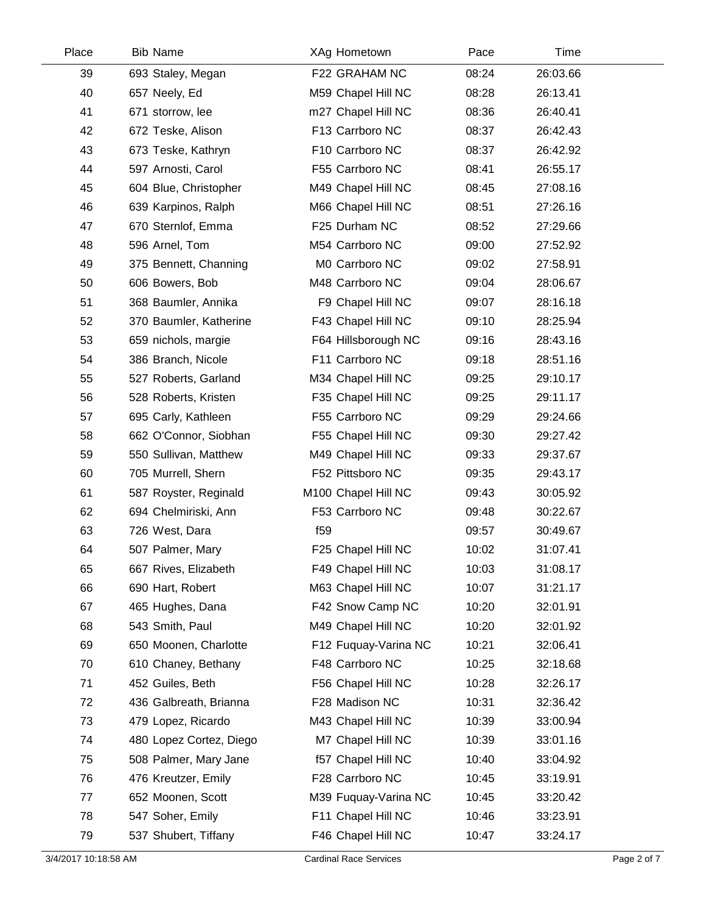| Place | Bib | Name | XAg | Hometown | Pace | Time |
|---|---|---|---|---|---|---|
| 39 | 693 | Staley, Megan | F22 | GRAHAM NC | 08:24 | 26:03.66 |
| 40 | 657 | Neely, Ed | M59 | Chapel Hill NC | 08:28 | 26:13.41 |
| 41 | 671 | storrow, lee | m27 | Chapel Hill NC | 08:36 | 26:40.41 |
| 42 | 672 | Teske, Alison | F13 | Carrboro NC | 08:37 | 26:42.43 |
| 43 | 673 | Teske, Kathryn | F10 | Carrboro NC | 08:37 | 26:42.92 |
| 44 | 597 | Arnosti, Carol | F55 | Carrboro NC | 08:41 | 26:55.17 |
| 45 | 604 | Blue, Christopher | M49 | Chapel Hill NC | 08:45 | 27:08.16 |
| 46 | 639 | Karpinos, Ralph | M66 | Chapel Hill NC | 08:51 | 27:26.16 |
| 47 | 670 | Sternlof, Emma | F25 | Durham NC | 08:52 | 27:29.66 |
| 48 | 596 | Arnel, Tom | M54 | Carrboro NC | 09:00 | 27:52.92 |
| 49 | 375 | Bennett, Channing | M0 | Carrboro NC | 09:02 | 27:58.91 |
| 50 | 606 | Bowers, Bob | M48 | Carrboro NC | 09:04 | 28:06.67 |
| 51 | 368 | Baumler, Annika | F9 | Chapel Hill NC | 09:07 | 28:16.18 |
| 52 | 370 | Baumler, Katherine | F43 | Chapel Hill NC | 09:10 | 28:25.94 |
| 53 | 659 | nichols, margie | F64 | Hillsborough NC | 09:16 | 28:43.16 |
| 54 | 386 | Branch, Nicole | F11 | Carrboro NC | 09:18 | 28:51.16 |
| 55 | 527 | Roberts, Garland | M34 | Chapel Hill NC | 09:25 | 29:10.17 |
| 56 | 528 | Roberts, Kristen | F35 | Chapel Hill NC | 09:25 | 29:11.17 |
| 57 | 695 | Carly, Kathleen | F55 | Carrboro NC | 09:29 | 29:24.66 |
| 58 | 662 | O'Connor, Siobhan | F55 | Chapel Hill NC | 09:30 | 29:27.42 |
| 59 | 550 | Sullivan, Matthew | M49 | Chapel Hill NC | 09:33 | 29:37.67 |
| 60 | 705 | Murrell, Shern | F52 | Pittsboro NC | 09:35 | 29:43.17 |
| 61 | 587 | Royster, Reginald | M100 | Chapel Hill NC | 09:43 | 30:05.92 |
| 62 | 694 | Chelmiriski, Ann | F53 | Carrboro NC | 09:48 | 30:22.67 |
| 63 | 726 | West, Dara | f59 | | 09:57 | 30:49.67 |
| 64 | 507 | Palmer, Mary | F25 | Chapel Hill NC | 10:02 | 31:07.41 |
| 65 | 667 | Rives, Elizabeth | F49 | Chapel Hill NC | 10:03 | 31:08.17 |
| 66 | 690 | Hart, Robert | M63 | Chapel Hill NC | 10:07 | 31:21.17 |
| 67 | 465 | Hughes, Dana | F42 | Snow Camp NC | 10:20 | 32:01.91 |
| 68 | 543 | Smith, Paul | M49 | Chapel Hill NC | 10:20 | 32:01.92 |
| 69 | 650 | Moonen, Charlotte | F12 | Fuquay-Varina NC | 10:21 | 32:06.41 |
| 70 | 610 | Chaney, Bethany | F48 | Carrboro NC | 10:25 | 32:18.68 |
| 71 | 452 | Guiles, Beth | F56 | Chapel Hill NC | 10:28 | 32:26.17 |
| 72 | 436 | Galbreath, Brianna | F28 | Madison NC | 10:31 | 32:36.42 |
| 73 | 479 | Lopez, Ricardo | M43 | Chapel Hill NC | 10:39 | 33:00.94 |
| 74 | 480 | Lopez Cortez, Diego | M7 | Chapel Hill NC | 10:39 | 33:01.16 |
| 75 | 508 | Palmer, Mary Jane | f57 | Chapel Hill NC | 10:40 | 33:04.92 |
| 76 | 476 | Kreutzer, Emily | F28 | Carrboro NC | 10:45 | 33:19.91 |
| 77 | 652 | Moonen, Scott | M39 | Fuquay-Varina NC | 10:45 | 33:20.42 |
| 78 | 547 | Soher, Emily | F11 | Chapel Hill NC | 10:46 | 33:23.91 |
| 79 | 537 | Shubert, Tiffany | F46 | Chapel Hill NC | 10:47 | 33:24.17 |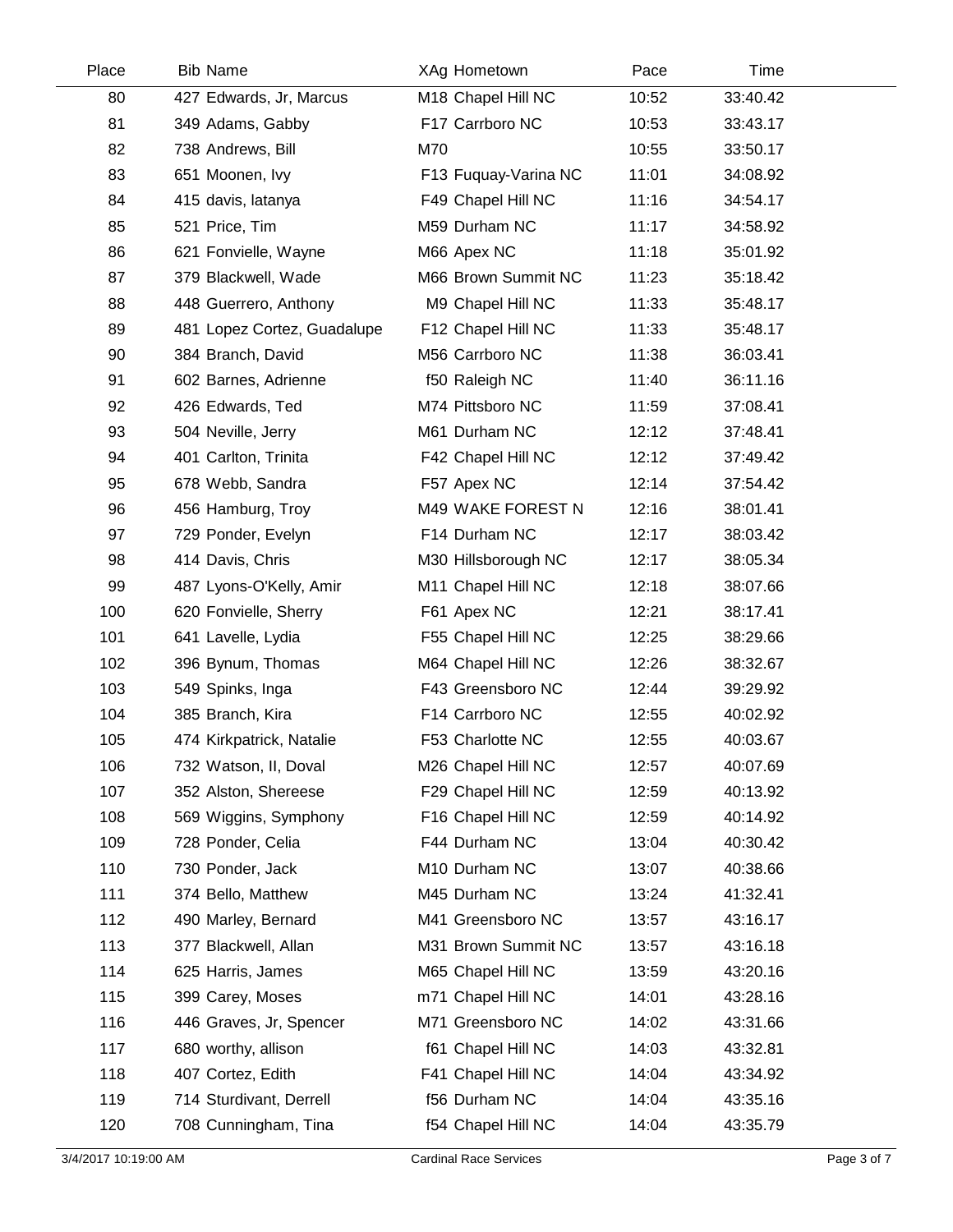| Place | Bib | Name | XAg | Hometown | Pace | Time |
|---|---|---|---|---|---|---|
| 80 | 427 | Edwards, Jr, Marcus | M18 | Chapel Hill NC | 10:52 | 33:40.42 |
| 81 | 349 | Adams, Gabby | F17 | Carrboro NC | 10:53 | 33:43.17 |
| 82 | 738 | Andrews, Bill | M70 | | 10:55 | 33:50.17 |
| 83 | 651 | Moonen, Ivy | F13 | Fuquay-Varina NC | 11:01 | 34:08.92 |
| 84 | 415 | davis, latanya | F49 | Chapel Hill NC | 11:16 | 34:54.17 |
| 85 | 521 | Price, Tim | M59 | Durham NC | 11:17 | 34:58.92 |
| 86 | 621 | Fonvielle, Wayne | M66 | Apex NC | 11:18 | 35:01.92 |
| 87 | 379 | Blackwell, Wade | M66 | Brown Summit NC | 11:23 | 35:18.42 |
| 88 | 448 | Guerrero, Anthony | M9 | Chapel Hill NC | 11:33 | 35:48.17 |
| 89 | 481 | Lopez Cortez, Guadalupe | F12 | Chapel Hill NC | 11:33 | 35:48.17 |
| 90 | 384 | Branch, David | M56 | Carrboro NC | 11:38 | 36:03.41 |
| 91 | 602 | Barnes, Adrienne | f50 | Raleigh NC | 11:40 | 36:11.16 |
| 92 | 426 | Edwards, Ted | M74 | Pittsboro NC | 11:59 | 37:08.41 |
| 93 | 504 | Neville, Jerry | M61 | Durham NC | 12:12 | 37:48.41 |
| 94 | 401 | Carlton, Trinita | F42 | Chapel Hill NC | 12:12 | 37:49.42 |
| 95 | 678 | Webb, Sandra | F57 | Apex NC | 12:14 | 37:54.42 |
| 96 | 456 | Hamburg, Troy | M49 | WAKE FOREST N | 12:16 | 38:01.41 |
| 97 | 729 | Ponder, Evelyn | F14 | Durham NC | 12:17 | 38:03.42 |
| 98 | 414 | Davis, Chris | M30 | Hillsborough NC | 12:17 | 38:05.34 |
| 99 | 487 | Lyons-O'Kelly, Amir | M11 | Chapel Hill NC | 12:18 | 38:07.66 |
| 100 | 620 | Fonvielle, Sherry | F61 | Apex NC | 12:21 | 38:17.41 |
| 101 | 641 | Lavelle, Lydia | F55 | Chapel Hill NC | 12:25 | 38:29.66 |
| 102 | 396 | Bynum, Thomas | M64 | Chapel Hill NC | 12:26 | 38:32.67 |
| 103 | 549 | Spinks, Inga | F43 | Greensboro NC | 12:44 | 39:29.92 |
| 104 | 385 | Branch, Kira | F14 | Carrboro NC | 12:55 | 40:02.92 |
| 105 | 474 | Kirkpatrick, Natalie | F53 | Charlotte NC | 12:55 | 40:03.67 |
| 106 | 732 | Watson, II, Doval | M26 | Chapel Hill NC | 12:57 | 40:07.69 |
| 107 | 352 | Alston, Shereese | F29 | Chapel Hill NC | 12:59 | 40:13.92 |
| 108 | 569 | Wiggins, Symphony | F16 | Chapel Hill NC | 12:59 | 40:14.92 |
| 109 | 728 | Ponder, Celia | F44 | Durham NC | 13:04 | 40:30.42 |
| 110 | 730 | Ponder, Jack | M10 | Durham NC | 13:07 | 40:38.66 |
| 111 | 374 | Bello, Matthew | M45 | Durham NC | 13:24 | 41:32.41 |
| 112 | 490 | Marley, Bernard | M41 | Greensboro NC | 13:57 | 43:16.17 |
| 113 | 377 | Blackwell, Allan | M31 | Brown Summit NC | 13:57 | 43:16.18 |
| 114 | 625 | Harris, James | M65 | Chapel Hill NC | 13:59 | 43:20.16 |
| 115 | 399 | Carey, Moses | m71 | Chapel Hill NC | 14:01 | 43:28.16 |
| 116 | 446 | Graves, Jr, Spencer | M71 | Greensboro NC | 14:02 | 43:31.66 |
| 117 | 680 | worthy, allison | f61 | Chapel Hill NC | 14:03 | 43:32.81 |
| 118 | 407 | Cortez, Edith | F41 | Chapel Hill NC | 14:04 | 43:34.92 |
| 119 | 714 | Sturdivant, Derrell | f56 | Durham NC | 14:04 | 43:35.16 |
| 120 | 708 | Cunningham, Tina | f54 | Chapel Hill NC | 14:04 | 43:35.79 |

3/4/2017 10:19:00 AM Cardinal Race Services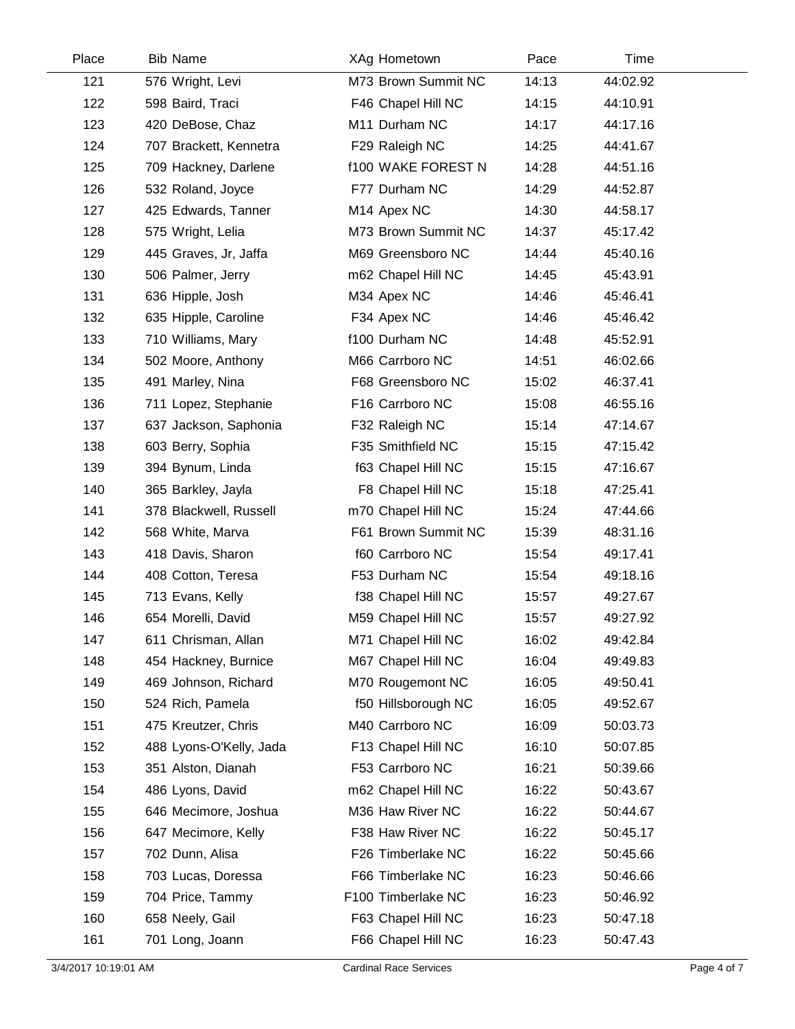| Place | Bib | Name | XAg | Hometown | Pace | Time |
|---|---|---|---|---|---|---|
| 121 | 576 | Wright, Levi | M73 | Brown Summit NC | 14:13 | 44:02.92 |
| 122 | 598 | Baird, Traci | F46 | Chapel Hill NC | 14:15 | 44:10.91 |
| 123 | 420 | DeBose, Chaz | M11 | Durham NC | 14:17 | 44:17.16 |
| 124 | 707 | Brackett, Kennetra | F29 | Raleigh NC | 14:25 | 44:41.67 |
| 125 | 709 | Hackney, Darlene | f100 | WAKE FOREST N | 14:28 | 44:51.16 |
| 126 | 532 | Roland, Joyce | F77 | Durham NC | 14:29 | 44:52.87 |
| 127 | 425 | Edwards, Tanner | M14 | Apex NC | 14:30 | 44:58.17 |
| 128 | 575 | Wright, Lelia | M73 | Brown Summit NC | 14:37 | 45:17.42 |
| 129 | 445 | Graves, Jr, Jaffa | M69 | Greensboro NC | 14:44 | 45:40.16 |
| 130 | 506 | Palmer, Jerry | m62 | Chapel Hill NC | 14:45 | 45:43.91 |
| 131 | 636 | Hipple, Josh | M34 | Apex NC | 14:46 | 45:46.41 |
| 132 | 635 | Hipple, Caroline | F34 | Apex NC | 14:46 | 45:46.42 |
| 133 | 710 | Williams, Mary | f100 | Durham NC | 14:48 | 45:52.91 |
| 134 | 502 | Moore, Anthony | M66 | Carrboro NC | 14:51 | 46:02.66 |
| 135 | 491 | Marley, Nina | F68 | Greensboro NC | 15:02 | 46:37.41 |
| 136 | 711 | Lopez, Stephanie | F16 | Carrboro NC | 15:08 | 46:55.16 |
| 137 | 637 | Jackson, Saphonia | F32 | Raleigh NC | 15:14 | 47:14.67 |
| 138 | 603 | Berry, Sophia | F35 | Smithfield NC | 15:15 | 47:15.42 |
| 139 | 394 | Bynum, Linda | f63 | Chapel Hill NC | 15:15 | 47:16.67 |
| 140 | 365 | Barkley, Jayla | F8 | Chapel Hill NC | 15:18 | 47:25.41 |
| 141 | 378 | Blackwell, Russell | m70 | Chapel Hill NC | 15:24 | 47:44.66 |
| 142 | 568 | White, Marva | F61 | Brown Summit NC | 15:39 | 48:31.16 |
| 143 | 418 | Davis, Sharon | f60 | Carrboro NC | 15:54 | 49:17.41 |
| 144 | 408 | Cotton, Teresa | F53 | Durham NC | 15:54 | 49:18.16 |
| 145 | 713 | Evans, Kelly | f38 | Chapel Hill NC | 15:57 | 49:27.67 |
| 146 | 654 | Morelli, David | M59 | Chapel Hill NC | 15:57 | 49:27.92 |
| 147 | 611 | Chrisman, Allan | M71 | Chapel Hill NC | 16:02 | 49:42.84 |
| 148 | 454 | Hackney, Burnice | M67 | Chapel Hill NC | 16:04 | 49:49.83 |
| 149 | 469 | Johnson, Richard | M70 | Rougemont NC | 16:05 | 49:50.41 |
| 150 | 524 | Rich, Pamela | f50 | Hillsborough NC | 16:05 | 49:52.67 |
| 151 | 475 | Kreutzer, Chris | M40 | Carrboro NC | 16:09 | 50:03.73 |
| 152 | 488 | Lyons-O'Kelly, Jada | F13 | Chapel Hill NC | 16:10 | 50:07.85 |
| 153 | 351 | Alston, Dianah | F53 | Carrboro NC | 16:21 | 50:39.66 |
| 154 | 486 | Lyons, David | m62 | Chapel Hill NC | 16:22 | 50:43.67 |
| 155 | 646 | Mecimore, Joshua | M36 | Haw River NC | 16:22 | 50:44.67 |
| 156 | 647 | Mecimore, Kelly | F38 | Haw River NC | 16:22 | 50:45.17 |
| 157 | 702 | Dunn, Alisa | F26 | Timberlake NC | 16:22 | 50:45.66 |
| 158 | 703 | Lucas, Doressa | F66 | Timberlake NC | 16:23 | 50:46.66 |
| 159 | 704 | Price, Tammy | F100 | Timberlake NC | 16:23 | 50:46.92 |
| 160 | 658 | Neely, Gail | F63 | Chapel Hill NC | 16:23 | 50:47.18 |
| 161 | 701 | Long, Joann | F66 | Chapel Hill NC | 16:23 | 50:47.43 |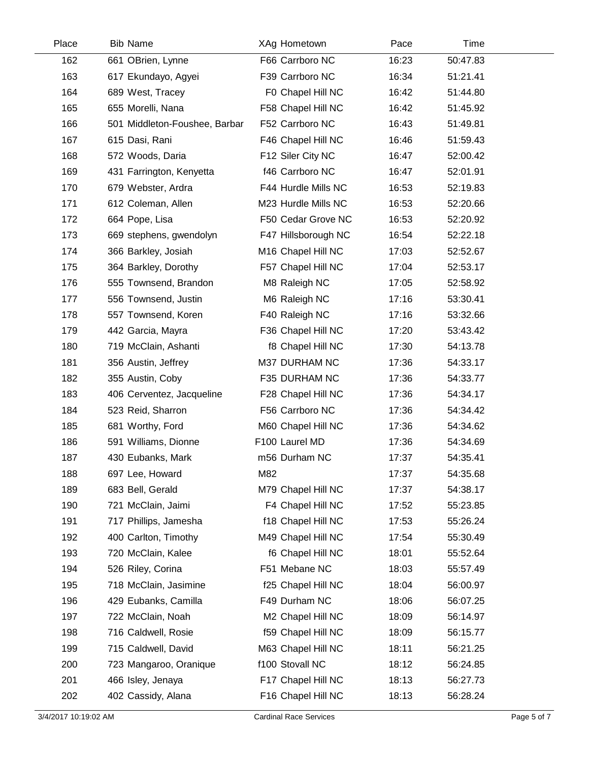| Place | Bib | Name | XAg | Hometown | Pace | Time |
| --- | --- | --- | --- | --- | --- | --- |
| 162 | 661 | OBrien, Lynne | F66 | Carrboro NC | 16:23 | 50:47.83 |
| 163 | 617 | Ekundayo, Agyei | F39 | Carrboro NC | 16:34 | 51:21.41 |
| 164 | 689 | West, Tracey | F0 | Chapel Hill NC | 16:42 | 51:44.80 |
| 165 | 655 | Morelli, Nana | F58 | Chapel Hill NC | 16:42 | 51:45.92 |
| 166 | 501 | Middleton-Foushee, Barbar | F52 | Carrboro NC | 16:43 | 51:49.81 |
| 167 | 615 | Dasi, Rani | F46 | Chapel Hill NC | 16:46 | 51:59.43 |
| 168 | 572 | Woods, Daria | F12 | Siler City NC | 16:47 | 52:00.42 |
| 169 | 431 | Farrington, Kenyetta | f46 | Carrboro NC | 16:47 | 52:01.91 |
| 170 | 679 | Webster, Ardra | F44 | Hurdle Mills NC | 16:53 | 52:19.83 |
| 171 | 612 | Coleman, Allen | M23 | Hurdle Mills NC | 16:53 | 52:20.66 |
| 172 | 664 | Pope, Lisa | F50 | Cedar Grove NC | 16:53 | 52:20.92 |
| 173 | 669 | stephens, gwendolyn | F47 | Hillsborough NC | 16:54 | 52:22.18 |
| 174 | 366 | Barkley, Josiah | M16 | Chapel Hill NC | 17:03 | 52:52.67 |
| 175 | 364 | Barkley, Dorothy | F57 | Chapel Hill NC | 17:04 | 52:53.17 |
| 176 | 555 | Townsend, Brandon | M8 | Raleigh NC | 17:05 | 52:58.92 |
| 177 | 556 | Townsend, Justin | M6 | Raleigh NC | 17:16 | 53:30.41 |
| 178 | 557 | Townsend, Koren | F40 | Raleigh NC | 17:16 | 53:32.66 |
| 179 | 442 | Garcia, Mayra | F36 | Chapel Hill NC | 17:20 | 53:43.42 |
| 180 | 719 | McClain, Ashanti | f8 | Chapel Hill NC | 17:30 | 54:13.78 |
| 181 | 356 | Austin, Jeffrey | M37 | DURHAM NC | 17:36 | 54:33.17 |
| 182 | 355 | Austin, Coby | F35 | DURHAM NC | 17:36 | 54:33.77 |
| 183 | 406 | Cerventez, Jacqueline | F28 | Chapel Hill NC | 17:36 | 54:34.17 |
| 184 | 523 | Reid, Sharron | F56 | Carrboro NC | 17:36 | 54:34.42 |
| 185 | 681 | Worthy, Ford | M60 | Chapel Hill NC | 17:36 | 54:34.62 |
| 186 | 591 | Williams, Dionne | F100 | Laurel MD | 17:36 | 54:34.69 |
| 187 | 430 | Eubanks, Mark | m56 | Durham NC | 17:37 | 54:35.41 |
| 188 | 697 | Lee, Howard | M82 | | 17:37 | 54:35.68 |
| 189 | 683 | Bell, Gerald | M79 | Chapel Hill NC | 17:37 | 54:38.17 |
| 190 | 721 | McClain, Jaimi | F4 | Chapel Hill NC | 17:52 | 55:23.85 |
| 191 | 717 | Phillips, Jamesha | f18 | Chapel Hill NC | 17:53 | 55:26.24 |
| 192 | 400 | Carlton, Timothy | M49 | Chapel Hill NC | 17:54 | 55:30.49 |
| 193 | 720 | McClain, Kalee | f6 | Chapel Hill NC | 18:01 | 55:52.64 |
| 194 | 526 | Riley, Corina | F51 | Mebane NC | 18:03 | 55:57.49 |
| 195 | 718 | McClain, Jasimine | f25 | Chapel Hill NC | 18:04 | 56:00.97 |
| 196 | 429 | Eubanks, Camilla | F49 | Durham NC | 18:06 | 56:07.25 |
| 197 | 722 | McClain, Noah | M2 | Chapel Hill NC | 18:09 | 56:14.97 |
| 198 | 716 | Caldwell, Rosie | f59 | Chapel Hill NC | 18:09 | 56:15.77 |
| 199 | 715 | Caldwell, David | M63 | Chapel Hill NC | 18:11 | 56:21.25 |
| 200 | 723 | Mangaroo, Oranique | f100 | Stovall NC | 18:12 | 56:24.85 |
| 201 | 466 | Isley, Jenaya | F17 | Chapel Hill NC | 18:13 | 56:27.73 |
| 202 | 402 | Cassidy, Alana | F16 | Chapel Hill NC | 18:13 | 56:28.24 |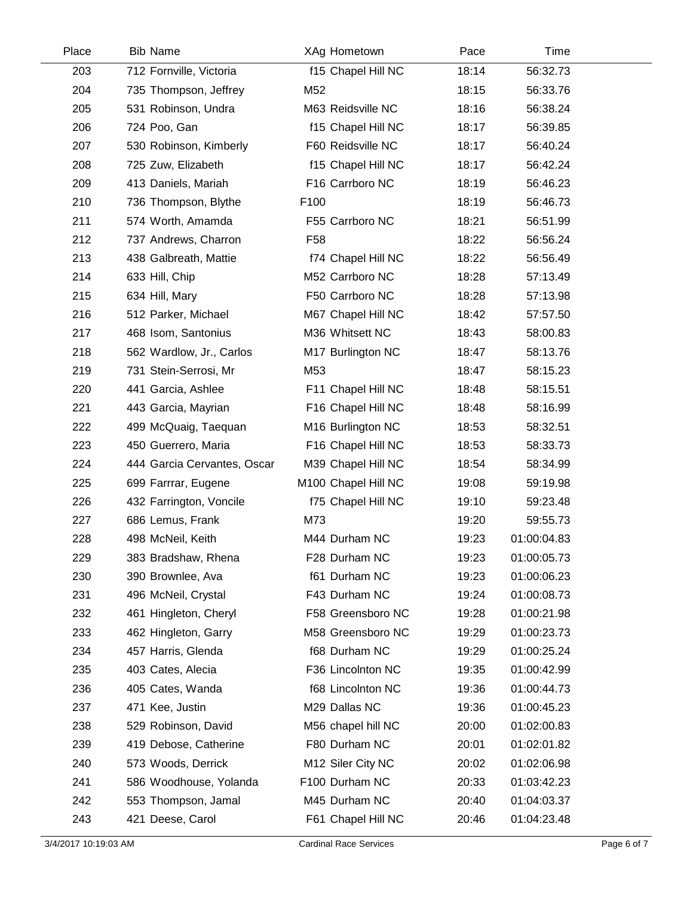| Place | Bib | Name | XAg | Hometown | Pace | Time |
|---|---|---|---|---|---|---|
| 203 | 712 | Fornville, Victoria | f15 | Chapel Hill NC | 18:14 | 56:32.73 |
| 204 | 735 | Thompson, Jeffrey | M52 | | 18:15 | 56:33.76 |
| 205 | 531 | Robinson, Undra | M63 | Reidsville NC | 18:16 | 56:38.24 |
| 206 | 724 | Poo, Gan | f15 | Chapel Hill NC | 18:17 | 56:39.85 |
| 207 | 530 | Robinson, Kimberly | F60 | Reidsville NC | 18:17 | 56:40.24 |
| 208 | 725 | Zuw, Elizabeth | f15 | Chapel Hill NC | 18:17 | 56:42.24 |
| 209 | 413 | Daniels, Mariah | F16 | Carrboro NC | 18:19 | 56:46.23 |
| 210 | 736 | Thompson, Blythe | F100 | | 18:19 | 56:46.73 |
| 211 | 574 | Worth, Amamda | F55 | Carrboro NC | 18:21 | 56:51.99 |
| 212 | 737 | Andrews, Charron | F58 | | 18:22 | 56:56.24 |
| 213 | 438 | Galbreath, Mattie | f74 | Chapel Hill NC | 18:22 | 56:56.49 |
| 214 | 633 | Hill, Chip | M52 | Carrboro NC | 18:28 | 57:13.49 |
| 215 | 634 | Hill, Mary | F50 | Carrboro NC | 18:28 | 57:13.98 |
| 216 | 512 | Parker, Michael | M67 | Chapel Hill NC | 18:42 | 57:57.50 |
| 217 | 468 | Isom, Santonius | M36 | Whitsett NC | 18:43 | 58:00.83 |
| 218 | 562 | Wardlow, Jr., Carlos | M17 | Burlington NC | 18:47 | 58:13.76 |
| 219 | 731 | Stein-Serrosi, Mr | M53 | | 18:47 | 58:15.23 |
| 220 | 441 | Garcia, Ashlee | F11 | Chapel Hill NC | 18:48 | 58:15.51 |
| 221 | 443 | Garcia, Mayrian | F16 | Chapel Hill NC | 18:48 | 58:16.99 |
| 222 | 499 | McQuaig, Taequan | M16 | Burlington NC | 18:53 | 58:32.51 |
| 223 | 450 | Guerrero, Maria | F16 | Chapel Hill NC | 18:53 | 58:33.73 |
| 224 | 444 | Garcia Cervantes, Oscar | M39 | Chapel Hill NC | 18:54 | 58:34.99 |
| 225 | 699 | Farrrar, Eugene | M100 | Chapel Hill NC | 19:08 | 59:19.98 |
| 226 | 432 | Farrington, Voncile | f75 | Chapel Hill NC | 19:10 | 59:23.48 |
| 227 | 686 | Lemus, Frank | M73 | | 19:20 | 59:55.73 |
| 228 | 498 | McNeil, Keith | M44 | Durham NC | 19:23 | 01:00:04.83 |
| 229 | 383 | Bradshaw, Rhena | F28 | Durham NC | 19:23 | 01:00:05.73 |
| 230 | 390 | Brownlee, Ava | f61 | Durham NC | 19:23 | 01:00:06.23 |
| 231 | 496 | McNeil, Crystal | F43 | Durham NC | 19:24 | 01:00:08.73 |
| 232 | 461 | Hingleton, Cheryl | F58 | Greensboro NC | 19:28 | 01:00:21.98 |
| 233 | 462 | Hingleton, Garry | M58 | Greensboro NC | 19:29 | 01:00:23.73 |
| 234 | 457 | Harris, Glenda | f68 | Durham NC | 19:29 | 01:00:25.24 |
| 235 | 403 | Cates, Alecia | F36 | Lincolnton NC | 19:35 | 01:00:42.99 |
| 236 | 405 | Cates, Wanda | f68 | Lincolnton NC | 19:36 | 01:00:44.73 |
| 237 | 471 | Kee, Justin | M29 | Dallas NC | 19:36 | 01:00:45.23 |
| 238 | 529 | Robinson, David | M56 | chapel hill NC | 20:00 | 01:02:00.83 |
| 239 | 419 | Debose, Catherine | F80 | Durham NC | 20:01 | 01:02:01.82 |
| 240 | 573 | Woods, Derrick | M12 | Siler City NC | 20:02 | 01:02:06.98 |
| 241 | 586 | Woodhouse, Yolanda | F100 | Durham NC | 20:33 | 01:03:42.23 |
| 242 | 553 | Thompson, Jamal | M45 | Durham NC | 20:40 | 01:04:03.37 |
| 243 | 421 | Deese, Carol | F61 | Chapel Hill NC | 20:46 | 01:04:23.48 |

3/4/2017 10:19:03 AM Cardinal Race Services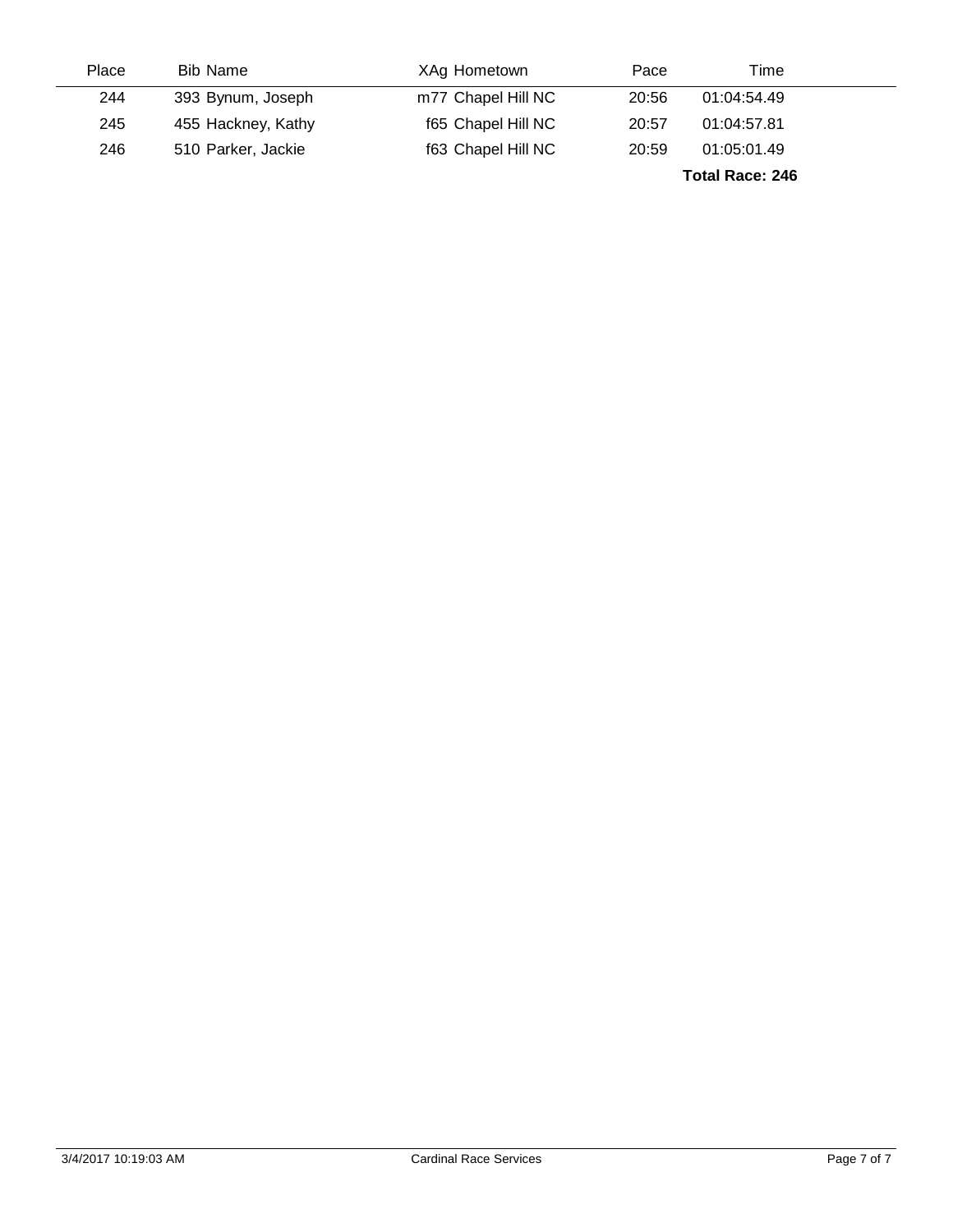| Place | Bib | Name | XAg | Hometown | Pace | Time |
|---|---|---|---|---|---|---|
| 244 | 393 | Bynum, Joseph | m77 | Chapel Hill NC | 20:56 | 01:04:54.49 |
| 245 | 455 | Hackney, Kathy | f65 | Chapel Hill NC | 20:57 | 01:04:57.81 |
| 246 | 510 | Parker, Jackie | f63 | Chapel Hill NC | 20:59 | 01:05:01.49 |

**Total Race: 246**

3/4/2017 10:19:03 AM Cardinal Race Services